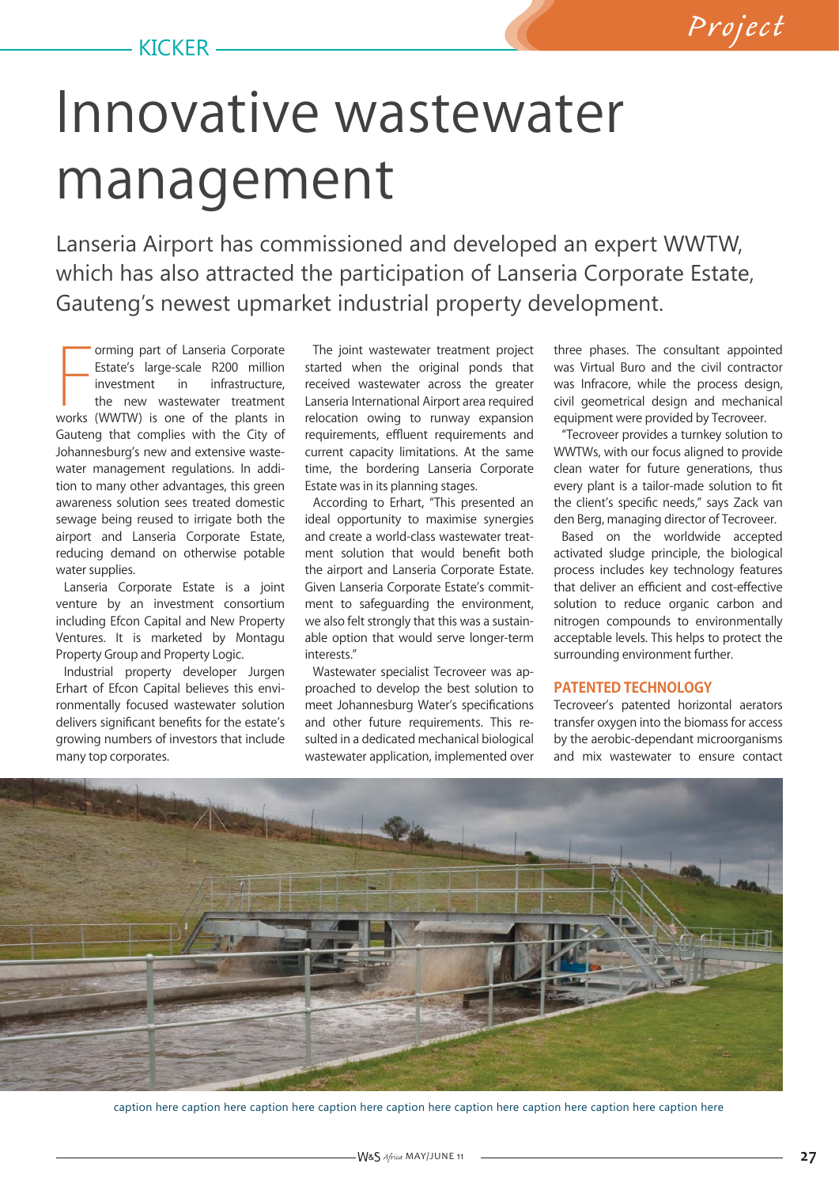# Innovative wastewater management

Lanseria Airport has commissioned and developed an expert WWTW, which has also attracted the participation of Lanseria Corporate Estate, Gauteng's newest upmarket industrial property development.

Forming part of Lanseria Corporate Estate's large-scale R200 million investment in infrastructure, the new wastewater treatment works (WWTW) is one of the plants in Gauteng that complies with the City of Johannesburg's new and extensive wastewater management regulations. In addition to many other advantages, this green awareness solution sees treated domestic sewage being reused to irrigate both the airport and Lanseria Corporate Estate, reducing demand on otherwise potable water supplies.

Lanseria Corporate Estate is a joint venture by an investment consortium including Efcon Capital and New Property Ventures. It is marketed by Montagu Property Group and Property Logic.

Industrial property developer Jurgen Erhart of Efcon Capital believes this environmentally focused wastewater solution delivers significant benefits for the estate's growing numbers of investors that include many top corporates.

The joint wastewater treatment project started when the original ponds that received wastewater across the greater Lanseria International Airport area required relocation owing to runway expansion requirements, effluent requirements and current capacity limitations. At the same time, the bordering Lanseria Corporate Estate was in its planning stages.

According to Erhart, "This presented an ideal opportunity to maximise synergies and create a world-class wastewater treatment solution that would benefit both the airport and Lanseria Corporate Estate. Given Lanseria Corporate Estate's commitment to safeguarding the environment, we also felt strongly that this was a sustainable option that would serve longer-term interests."

Wastewater specialist Tecroveer was approached to develop the best solution to meet Johannesburg Water's specifications and other future requirements. This resulted in a dedicated mechanical biological wastewater application, implemented over three phases. The consultant appointed was Virtual Buro and the civil contractor was Infracore, while the process design, civil geometrical design and mechanical equipment were provided by Tecroveer.

"Tecroveer provides a turnkey solution to WWTWs, with our focus aligned to provide clean water for future generations, thus every plant is a tailor-made solution to fit the client's specific needs," says Zack van den Berg, managing director of Tecroveer.

Based on the worldwide accepted activated sludge principle, the biological process includes key technology features that deliver an efficient and cost-effective solution to reduce organic carbon and nitrogen compounds to environmentally acceptable levels. This helps to protect the surrounding environment further.

## PATENTED TECHNOLOGY

Tecroveer's patented horizontal aerators transfer oxygen into the biomass for access by the aerobic-dependant microorganisms and mix wastewater to ensure contact

caption here caption here caption here caption here caption here caption here caption here caption here caption here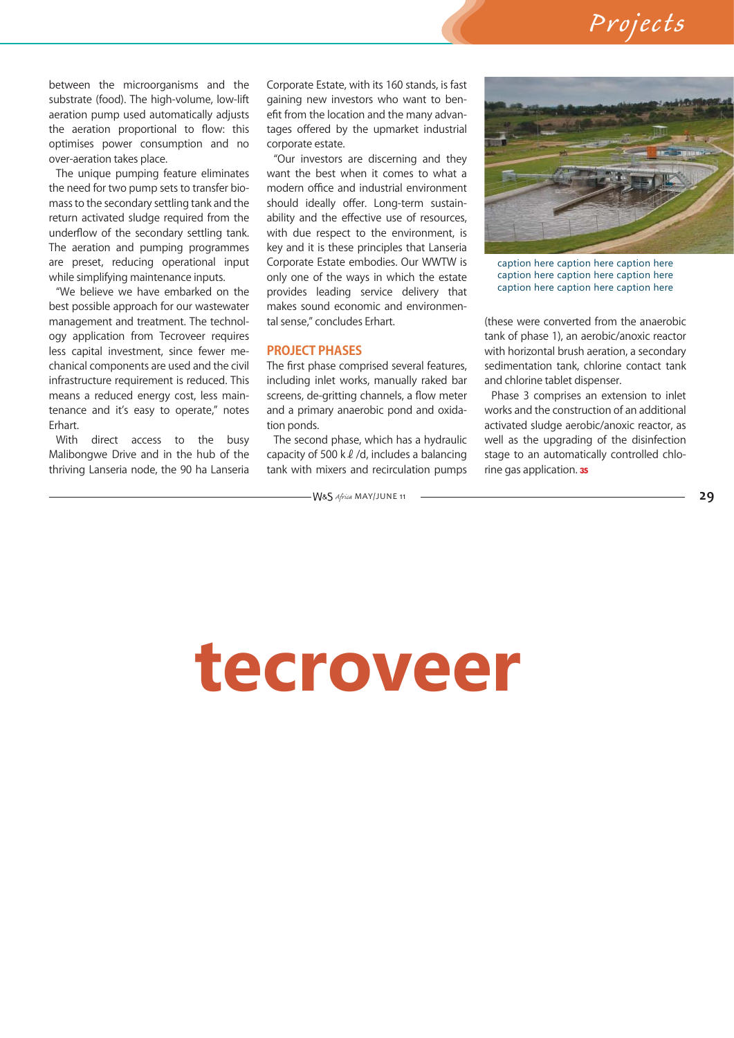between the microorganisms and the substrate (food). The high-volume, low-lift aeration pump used automatically adjusts the aeration proportional to flow: this optimises power consumption and no over-aeration takes place.

The unique pumping feature eliminates the need for two pump sets to transfer biomass to the secondary settling tank and the return activated sludge required from the underflow of the secondary settling tank. The aeration and pumping programmes are preset, reducing operational input while simplifying maintenance inputs.

"We believe we have embarked on the best possible approach for our wastewater management and treatment. The technology application from Tecroveer requires less capital investment, since fewer mechanical components are used and the civil infrastructure requirement is reduced. This means a reduced energy cost, less maintenance and it's easy to operate," notes Erhart.

With direct access to the busy Malibongwe Drive and in the hub of the thriving Lanseria node, the 90 ha Lanseria Corporate Estate, with its 160 stands, is fast gaining new investors who want to benefit from the location and the many advantages offered by the upmarket industrial corporate estate.

"Our investors are discerning and they want the best when it comes to what a modern office and industrial environment should ideally offer. Long-term sustainability and the effective use of resources, with due respect to the environment, is key and it is these principles that Lanseria Corporate Estate embodies. Our WWTW is only one of the ways in which the estate provides leading service delivery that makes sound economic and environmental sense," concludes Erhart.

## PROJECT PHASES

The first phase comprised several features, including inlet works, manually raked bar screens, de-gritting channels, a flow meter and a primary anaerobic pond and oxidation ponds.

The second phase, which has a hydraulic capacity of 500 kℓ/d, includes a balancing tank with mixers and recirculation pumps (these were converted from the anaerobic tank of phase 1), an aerobic/anoxic reactor with horizontal brush aeration, a secondary sedimentation tank, chlorine contact tank and chlorine tablet dispenser.

Phase 3 comprises an extension to inlet works and the construction of an additional activated sludge aerobic/anoxic reactor, as well as the upgrading of the disinfection stage to an automatically controlled chlorine gas application.

caption here caption here caption here caption here caption here caption here caption here caption here caption here

tecroveer